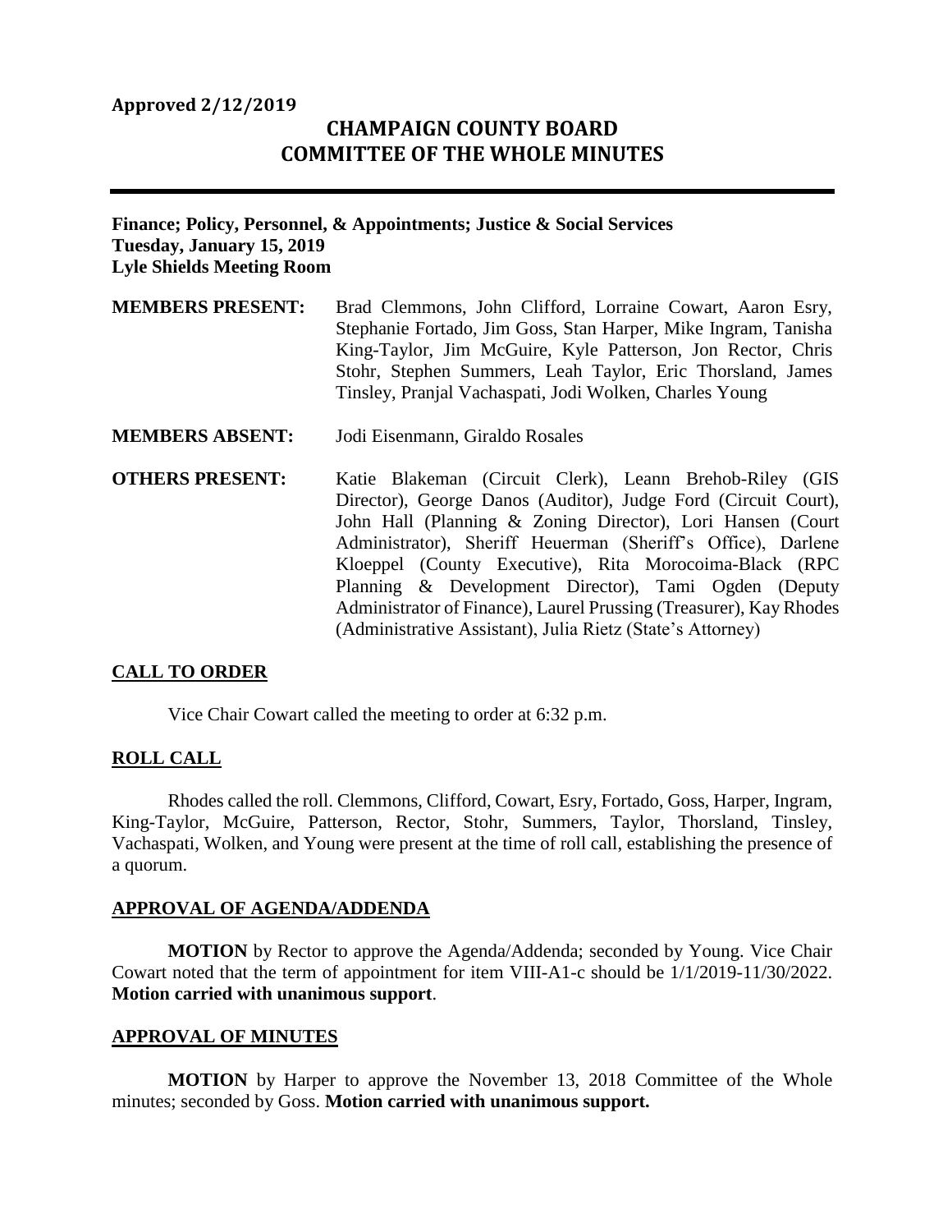**Approved 2/12/2019**

# CHAMPAIGN COUNTY BOARD
# COMMITTEE OF THE WHOLE MINUTES

---

**Finance; Policy, Personnel, & Appointments; Justice & Social Services**
**Tuesday, January 15, 2019**
**Lyle Shields Meeting Room**

**MEMBERS PRESENT:** Brad Clemmons, John Clifford, Lorraine Cowart, Aaron Esry, Stephanie Fortado, Jim Goss, Stan Harper, Mike Ingram, Tanisha King-Taylor, Jim McGuire, Kyle Patterson, Jon Rector, Chris Stohr, Stephen Summers, Leah Taylor, Eric Thorsland, James Tinsley, Pranjal Vachaspati, Jodi Wolken, Charles Young

**MEMBERS ABSENT:** Jodi Eisenmann, Giraldo Rosales

**OTHERS PRESENT:** Katie Blakeman (Circuit Clerk), Leann Brehob-Riley (GIS Director), George Danos (Auditor), Judge Ford (Circuit Court), John Hall (Planning & Zoning Director), Lori Hansen (Court Administrator), Sheriff Heuerman (Sheriff's Office), Darlene Kloeppel (County Executive), Rita Morocoima-Black (RPC Planning & Development Director), Tami Ogden (Deputy Administrator of Finance), Laurel Prussing (Treasurer), Kay Rhodes (Administrative Assistant), Julia Rietz (State's Attorney)

## CALL TO ORDER

Vice Chair Cowart called the meeting to order at 6:32 p.m.

## ROLL CALL

Rhodes called the roll. Clemmons, Clifford, Cowart, Esry, Fortado, Goss, Harper, Ingram, King-Taylor, McGuire, Patterson, Rector, Stohr, Summers, Taylor, Thorsland, Tinsley, Vachaspati, Wolken, and Young were present at the time of roll call, establishing the presence of a quorum.

## APPROVAL OF AGENDA/ADDENDA

**MOTION** by Rector to approve the Agenda/Addenda; seconded by Young. Vice Chair Cowart noted that the term of appointment for item VIII-A1-c should be 1/1/2019-11/30/2022. **Motion carried with unanimous support**.

## APPROVAL OF MINUTES

**MOTION** by Harper to approve the November 13, 2018 Committee of the Whole minutes; seconded by Goss. **Motion carried with unanimous support.**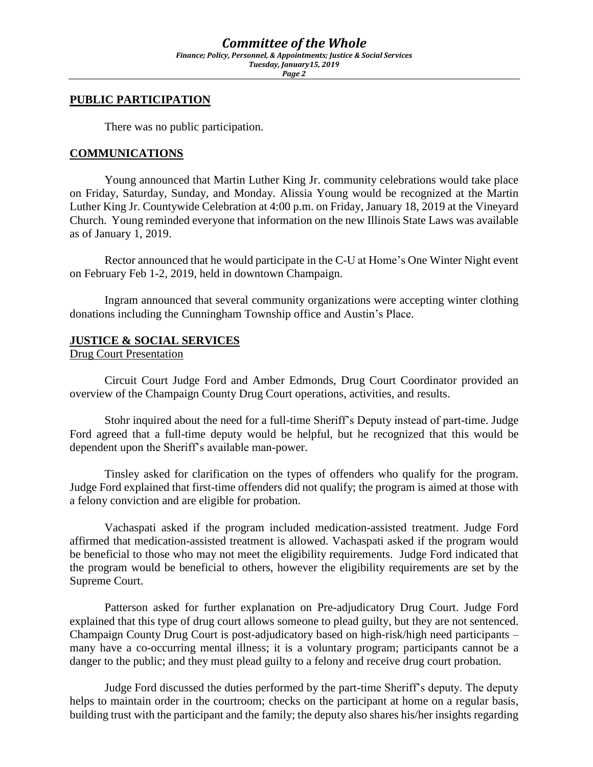## PUBLIC PARTICIPATION

There was no public participation.

## COMMUNICATIONS

Young announced that Martin Luther King Jr. community celebrations would take place on Friday, Saturday, Sunday, and Monday. Alissia Young would be recognized at the Martin Luther King Jr. Countywide Celebration at 4:00 p.m. on Friday, January 18, 2019 at the Vineyard Church. Young reminded everyone that information on the new Illinois State Laws was available as of January 1, 2019.

Rector announced that he would participate in the C-U at Home's One Winter Night event on February Feb 1-2, 2019, held in downtown Champaign.

Ingram announced that several community organizations were accepting winter clothing donations including the Cunningham Township office and Austin's Place.

## JUSTICE & SOCIAL SERVICES

Drug Court Presentation

Circuit Court Judge Ford and Amber Edmonds, Drug Court Coordinator provided an overview of the Champaign County Drug Court operations, activities, and results.

Stohr inquired about the need for a full-time Sheriff's Deputy instead of part-time. Judge Ford agreed that a full-time deputy would be helpful, but he recognized that this would be dependent upon the Sheriff's available man-power.

Tinsley asked for clarification on the types of offenders who qualify for the program. Judge Ford explained that first-time offenders did not qualify; the program is aimed at those with a felony conviction and are eligible for probation.

Vachaspati asked if the program included medication-assisted treatment. Judge Ford affirmed that medication-assisted treatment is allowed. Vachaspati asked if the program would be beneficial to those who may not meet the eligibility requirements. Judge Ford indicated that the program would be beneficial to others, however the eligibility requirements are set by the Supreme Court.

Patterson asked for further explanation on Pre-adjudicatory Drug Court. Judge Ford explained that this type of drug court allows someone to plead guilty, but they are not sentenced. Champaign County Drug Court is post-adjudicatory based on high-risk/high need participants – many have a co-occurring mental illness; it is a voluntary program; participants cannot be a danger to the public; and they must plead guilty to a felony and receive drug court probation.

Judge Ford discussed the duties performed by the part-time Sheriff's deputy. The deputy helps to maintain order in the courtroom; checks on the participant at home on a regular basis, building trust with the participant and the family; the deputy also shares his/her insights regarding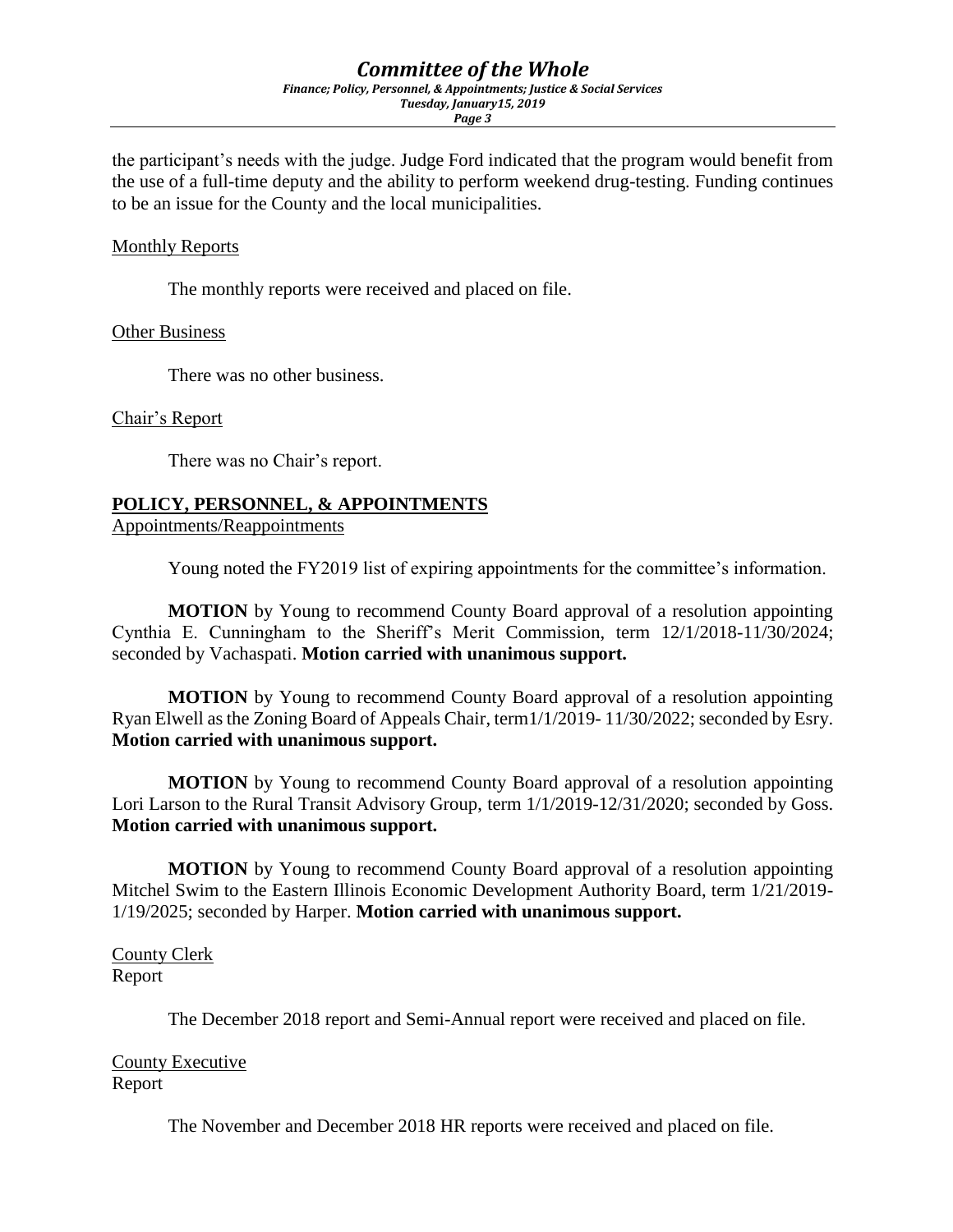the participant's needs with the judge. Judge Ford indicated that the program would benefit from the use of a full-time deputy and the ability to perform weekend drug-testing. Funding continues to be an issue for the County and the local municipalities.

Monthly Reports

The monthly reports were received and placed on file.

Other Business

There was no other business.

Chair's Report

There was no Chair's report.

## POLICY, PERSONNEL, & APPOINTMENTS

Appointments/Reappointments

Young noted the FY2019 list of expiring appointments for the committee's information.

**MOTION** by Young to recommend County Board approval of a resolution appointing Cynthia E. Cunningham to the Sheriff's Merit Commission, term 12/1/2018-11/30/2024; seconded by Vachaspati. **Motion carried with unanimous support.**

**MOTION** by Young to recommend County Board approval of a resolution appointing Ryan Elwell as the Zoning Board of Appeals Chair, term1/1/2019- 11/30/2022; seconded by Esry. **Motion carried with unanimous support.**

**MOTION** by Young to recommend County Board approval of a resolution appointing Lori Larson to the Rural Transit Advisory Group, term 1/1/2019-12/31/2020; seconded by Goss. **Motion carried with unanimous support.**

**MOTION** by Young to recommend County Board approval of a resolution appointing Mitchel Swim to the Eastern Illinois Economic Development Authority Board, term 1/21/2019-1/19/2025; seconded by Harper. **Motion carried with unanimous support.**

County Clerk
Report

The December 2018 report and Semi-Annual report were received and placed on file.

County Executive
Report

The November and December 2018 HR reports were received and placed on file.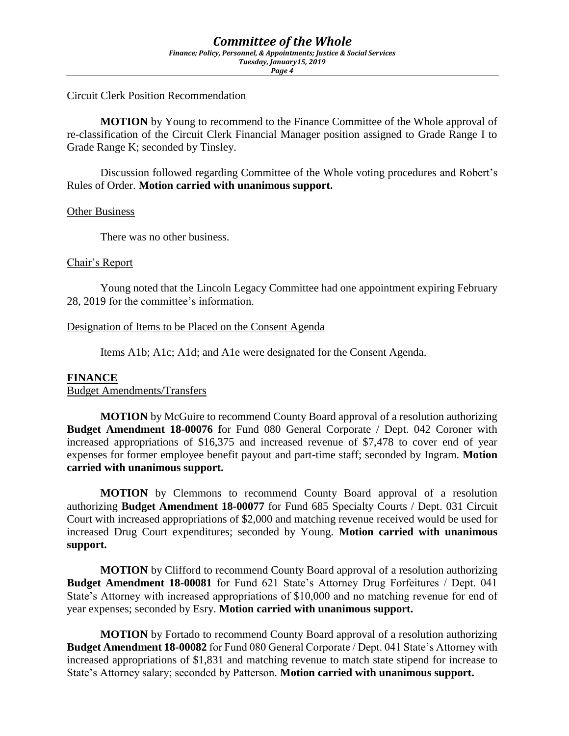Circuit Clerk Position Recommendation

**MOTION** by Young to recommend to the Finance Committee of the Whole approval of re-classification of the Circuit Clerk Financial Manager position assigned to Grade Range I to Grade Range K; seconded by Tinsley.

Discussion followed regarding Committee of the Whole voting procedures and Robert's Rules of Order. **Motion carried with unanimous support.**

Other Business

There was no other business.

Chair's Report

Young noted that the Lincoln Legacy Committee had one appointment expiring February 28, 2019 for the committee's information.

Designation of Items to be Placed on the Consent Agenda

Items A1b; A1c; A1d; and A1e were designated for the Consent Agenda.

## FINANCE

Budget Amendments/Transfers

**MOTION** by McGuire to recommend County Board approval of a resolution authorizing **Budget Amendment 18-00076 f**or Fund 080 General Corporate / Dept. 042 Coroner with increased appropriations of $16,375 and increased revenue of $7,478 to cover end of year expenses for former employee benefit payout and part-time staff; seconded by Ingram. **Motion carried with unanimous support.**

**MOTION** by Clemmons to recommend County Board approval of a resolution authorizing **Budget Amendment 18-00077** for Fund 685 Specialty Courts / Dept. 031 Circuit Court with increased appropriations of $2,000 and matching revenue received would be used for increased Drug Court expenditures; seconded by Young. **Motion carried with unanimous support.**

**MOTION** by Clifford to recommend County Board approval of a resolution authorizing **Budget Amendment 18-00081** for Fund 621 State's Attorney Drug Forfeitures / Dept. 041 State's Attorney with increased appropriations of $10,000 and no matching revenue for end of year expenses; seconded by Esry. **Motion carried with unanimous support.**

**MOTION** by Fortado to recommend County Board approval of a resolution authorizing **Budget Amendment 18-00082** for Fund 080 General Corporate / Dept. 041 State's Attorney with increased appropriations of $1,831 and matching revenue to match state stipend for increase to State's Attorney salary; seconded by Patterson. **Motion carried with unanimous support.**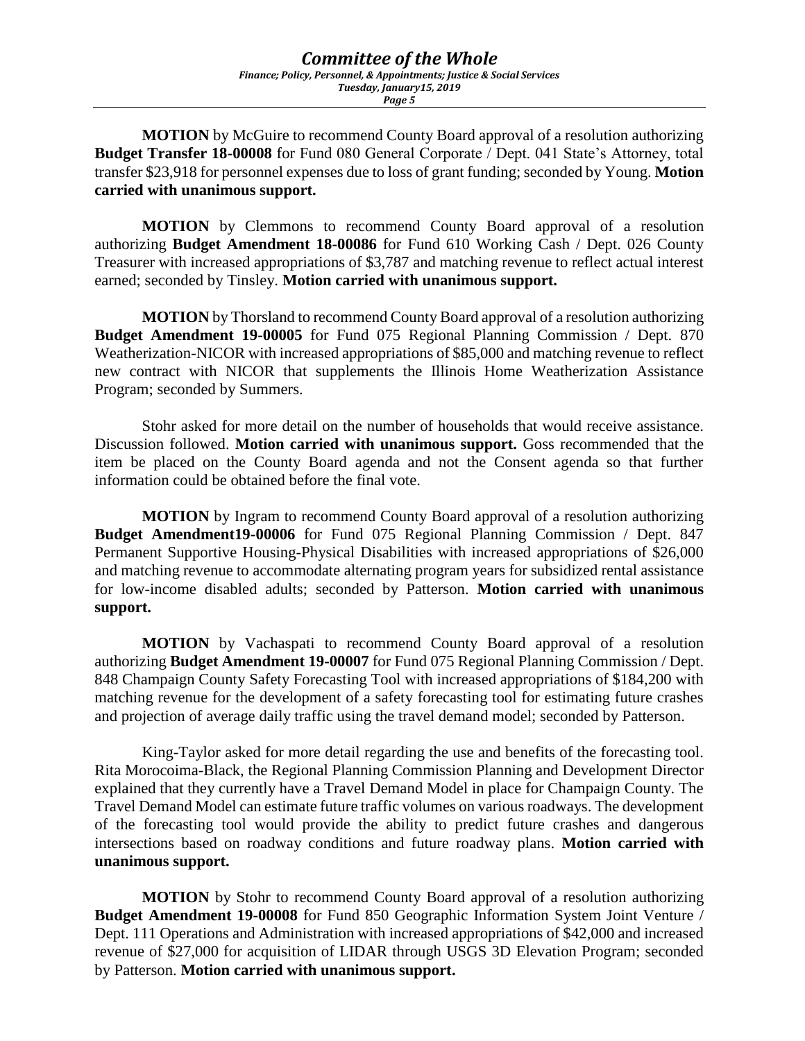**MOTION** by McGuire to recommend County Board approval of a resolution authorizing **Budget Transfer 18-00008** for Fund 080 General Corporate / Dept. 041 State's Attorney, total transfer $23,918 for personnel expenses due to loss of grant funding; seconded by Young. **Motion carried with unanimous support.**

**MOTION** by Clemmons to recommend County Board approval of a resolution authorizing **Budget Amendment 18-00086** for Fund 610 Working Cash / Dept. 026 County Treasurer with increased appropriations of $3,787 and matching revenue to reflect actual interest earned; seconded by Tinsley. **Motion carried with unanimous support.**

**MOTION** by Thorsland to recommend County Board approval of a resolution authorizing **Budget Amendment 19-00005** for Fund 075 Regional Planning Commission / Dept. 870 Weatherization-NICOR with increased appropriations of $85,000 and matching revenue to reflect new contract with NICOR that supplements the Illinois Home Weatherization Assistance Program; seconded by Summers.

Stohr asked for more detail on the number of households that would receive assistance. Discussion followed. **Motion carried with unanimous support.** Goss recommended that the item be placed on the County Board agenda and not the Consent agenda so that further information could be obtained before the final vote.

**MOTION** by Ingram to recommend County Board approval of a resolution authorizing **Budget Amendment19-00006** for Fund 075 Regional Planning Commission / Dept. 847 Permanent Supportive Housing-Physical Disabilities with increased appropriations of $26,000 and matching revenue to accommodate alternating program years for subsidized rental assistance for low-income disabled adults; seconded by Patterson. **Motion carried with unanimous support.**

**MOTION** by Vachaspati to recommend County Board approval of a resolution authorizing **Budget Amendment 19-00007** for Fund 075 Regional Planning Commission / Dept. 848 Champaign County Safety Forecasting Tool with increased appropriations of $184,200 with matching revenue for the development of a safety forecasting tool for estimating future crashes and projection of average daily traffic using the travel demand model; seconded by Patterson.

King-Taylor asked for more detail regarding the use and benefits of the forecasting tool. Rita Morocoima-Black, the Regional Planning Commission Planning and Development Director explained that they currently have a Travel Demand Model in place for Champaign County. The Travel Demand Model can estimate future traffic volumes on various roadways. The development of the forecasting tool would provide the ability to predict future crashes and dangerous intersections based on roadway conditions and future roadway plans. **Motion carried with unanimous support.**

**MOTION** by Stohr to recommend County Board approval of a resolution authorizing **Budget Amendment 19-00008** for Fund 850 Geographic Information System Joint Venture / Dept. 111 Operations and Administration with increased appropriations of $42,000 and increased revenue of $27,000 for acquisition of LIDAR through USGS 3D Elevation Program; seconded by Patterson. **Motion carried with unanimous support.**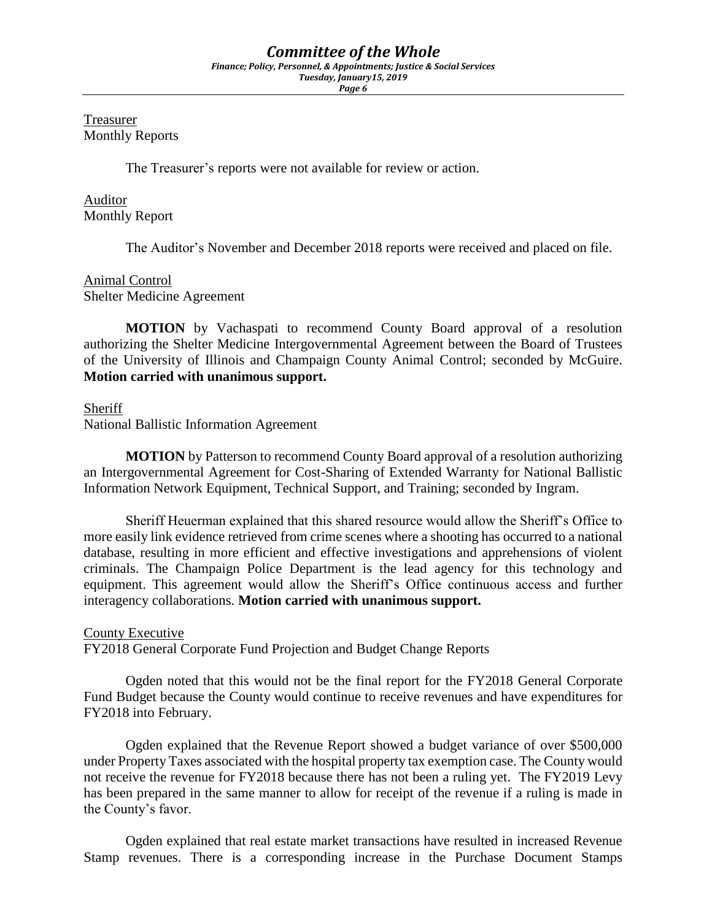Treasurer
Monthly Reports

The Treasurer's reports were not available for review or action.

Auditor
Monthly Report

The Auditor's November and December 2018 reports were received and placed on file.

Animal Control
Shelter Medicine Agreement

**MOTION** by Vachaspati to recommend County Board approval of a resolution authorizing the Shelter Medicine Intergovernmental Agreement between the Board of Trustees of the University of Illinois and Champaign County Animal Control; seconded by McGuire. **Motion carried with unanimous support.**

Sheriff
National Ballistic Information Agreement

**MOTION** by Patterson to recommend County Board approval of a resolution authorizing an Intergovernmental Agreement for Cost-Sharing of Extended Warranty for National Ballistic Information Network Equipment, Technical Support, and Training; seconded by Ingram.

Sheriff Heuerman explained that this shared resource would allow the Sheriff's Office to more easily link evidence retrieved from crime scenes where a shooting has occurred to a national database, resulting in more efficient and effective investigations and apprehensions of violent criminals. The Champaign Police Department is the lead agency for this technology and equipment. This agreement would allow the Sheriff's Office continuous access and further interagency collaborations. **Motion carried with unanimous support.**

County Executive
FY2018 General Corporate Fund Projection and Budget Change Reports

Ogden noted that this would not be the final report for the FY2018 General Corporate Fund Budget because the County would continue to receive revenues and have expenditures for FY2018 into February.

Ogden explained that the Revenue Report showed a budget variance of over $500,000 under Property Taxes associated with the hospital property tax exemption case. The County would not receive the revenue for FY2018 because there has not been a ruling yet. The FY2019 Levy has been prepared in the same manner to allow for receipt of the revenue if a ruling is made in the County's favor.

Ogden explained that real estate market transactions have resulted in increased Revenue Stamp revenues. There is a corresponding increase in the Purchase Document Stamps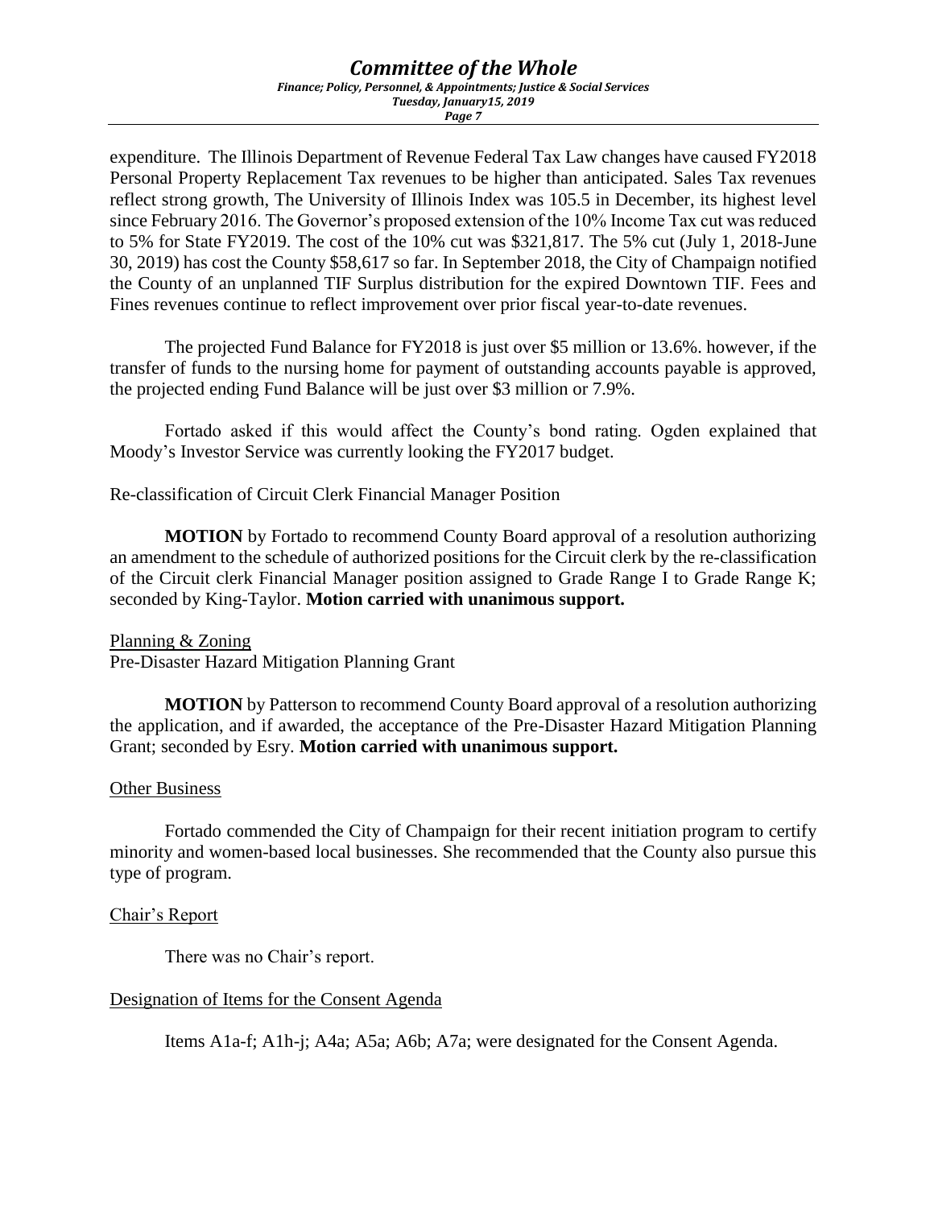expenditure. The Illinois Department of Revenue Federal Tax Law changes have caused FY2018 Personal Property Replacement Tax revenues to be higher than anticipated. Sales Tax revenues reflect strong growth, The University of Illinois Index was 105.5 in December, its highest level since February 2016. The Governor's proposed extension of the 10% Income Tax cut was reduced to 5% for State FY2019. The cost of the 10% cut was $321,817. The 5% cut (July 1, 2018-June 30, 2019) has cost the County $58,617 so far. In September 2018, the City of Champaign notified the County of an unplanned TIF Surplus distribution for the expired Downtown TIF. Fees and Fines revenues continue to reflect improvement over prior fiscal year-to-date revenues.

The projected Fund Balance for FY2018 is just over $5 million or 13.6%. however, if the transfer of funds to the nursing home for payment of outstanding accounts payable is approved, the projected ending Fund Balance will be just over $3 million or 7.9%.

Fortado asked if this would affect the County's bond rating. Ogden explained that Moody's Investor Service was currently looking the FY2017 budget.

Re-classification of Circuit Clerk Financial Manager Position

**MOTION** by Fortado to recommend County Board approval of a resolution authorizing an amendment to the schedule of authorized positions for the Circuit clerk by the re-classification of the Circuit clerk Financial Manager position assigned to Grade Range I to Grade Range K; seconded by King-Taylor. **Motion carried with unanimous support.**

Planning & Zoning

Pre-Disaster Hazard Mitigation Planning Grant

**MOTION** by Patterson to recommend County Board approval of a resolution authorizing the application, and if awarded, the acceptance of the Pre-Disaster Hazard Mitigation Planning Grant; seconded by Esry. **Motion carried with unanimous support.**

## Other Business

Fortado commended the City of Champaign for their recent initiation program to certify minority and women-based local businesses. She recommended that the County also pursue this type of program.

## Chair's Report

There was no Chair's report.

## Designation of Items for the Consent Agenda

Items A1a-f; A1h-j; A4a; A5a; A6b; A7a; were designated for the Consent Agenda.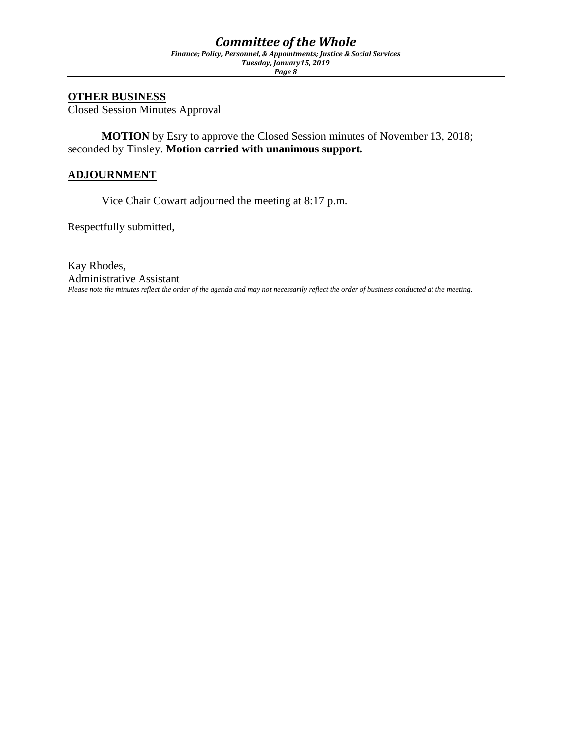## OTHER BUSINESS

Closed Session Minutes Approval

**MOTION** by Esry to approve the Closed Session minutes of November 13, 2018; seconded by Tinsley. **Motion carried with unanimous support.**

## ADJOURNMENT

Vice Chair Cowart adjourned the meeting at 8:17 p.m.

Respectfully submitted,

Kay Rhodes,
Administrative Assistant

*Please note the minutes reflect the order of the agenda and may not necessarily reflect the order of business conducted at the meeting.*